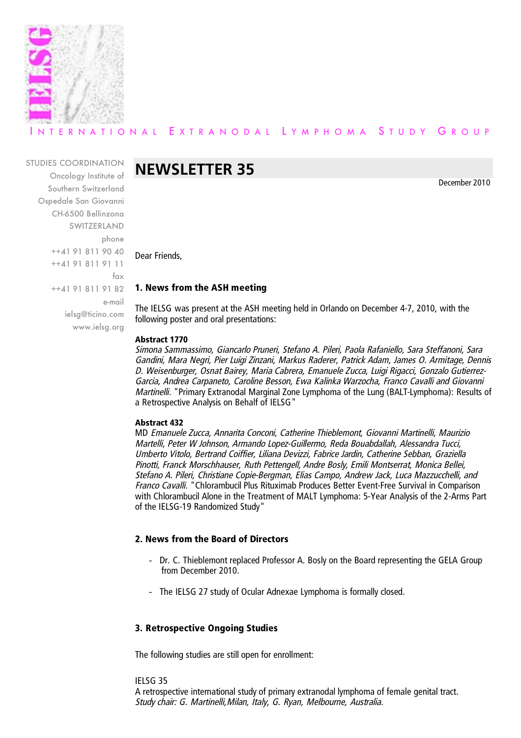INTERNATIONAL EXTRANODAL LYMPHOMA STUDY GROUP

STUDIES COORDINATION
Oncology Institute of
Southern Switzerland
Ospedale San Giovanni
CH-6500 Bellinzona
SWITZERLAND
phone
++41 91 811 90 40
++41 91 811 91 11
fax
++41 91 811 91 82
e-mail
ielsg@ticino.com
www.ielsg.org

# NEWSLETTER 35

December 2010

Dear Friends,

## 1. News from the ASH meeting

The IELSG was present at the ASH meeting held in Orlando on December 4-7, 2010, with the following poster and oral presentations:

**Abstract 1770**
*Simona Sammassimo, Giancarlo Pruneri, Stefano A. Pileri, Paola Rafaniello, Sara Steffanoni, Sara Gandini, Mara Negri, Pier Luigi Zinzani, Markus Raderer, Patrick Adam, James O. Armitage, Dennis D. Weisenburger, Osnat Bairey, Maria Cabrera, Emanuele Zucca, Luigi Rigacci, Gonzalo Gutierrez-Garcia, Andrea Carpaneto, Caroline Besson, Ewa Kalinka Warzocha, Franco Cavalli and Giovanni Martinelli.* "Primary Extranodal Marginal Zone Lymphoma of the Lung (BALT-Lymphoma): Results of a Retrospective Analysis on Behalf of IELSG"

**Abstract 432**
MD *Emanuele Zucca, Annarita Conconi, Catherine Thieblemont, Giovanni Martinelli, Maurizio Martelli, Peter W Johnson, Armando Lopez-Guillermo, Reda Bouabdallah, Alessandra Tucci, Umberto Vitolo, Bertrand Coiffier, Liliana Devizzi, Fabrice Jardin, Catherine Sebban, Graziella Pinotti, Franck Morschhauser, Ruth Pettengell, Andre Bosly, Emili Montserrat, Monica Bellei, Stefano A. Pileri, Christiane Copie-Bergman, Elias Campo, Andrew Jack, Luca Mazzucchelli, and Franco Cavalli.* "Chlorambucil Plus Rituximab Produces Better Event-Free Survival in Comparison with Chlorambucil Alone in the Treatment of MALT Lymphoma: 5-Year Analysis of the 2-Arms Part of the IELSG-19 Randomized Study"

## 2. News from the Board of Directors

- Dr. C. Thieblemont replaced Professor A. Bosly on the Board representing the GELA Group from December 2010.
- The IELSG 27 study of Ocular Adnexae Lymphoma is formally closed.

## 3. Retrospective Ongoing Studies

The following studies are still open for enrollment:

IELSG 35
A retrospective international study of primary extranodal lymphoma of female genital tract.
*Study chair: G. Martinelli,Milan, Italy, G. Ryan, Melbourne, Australia.*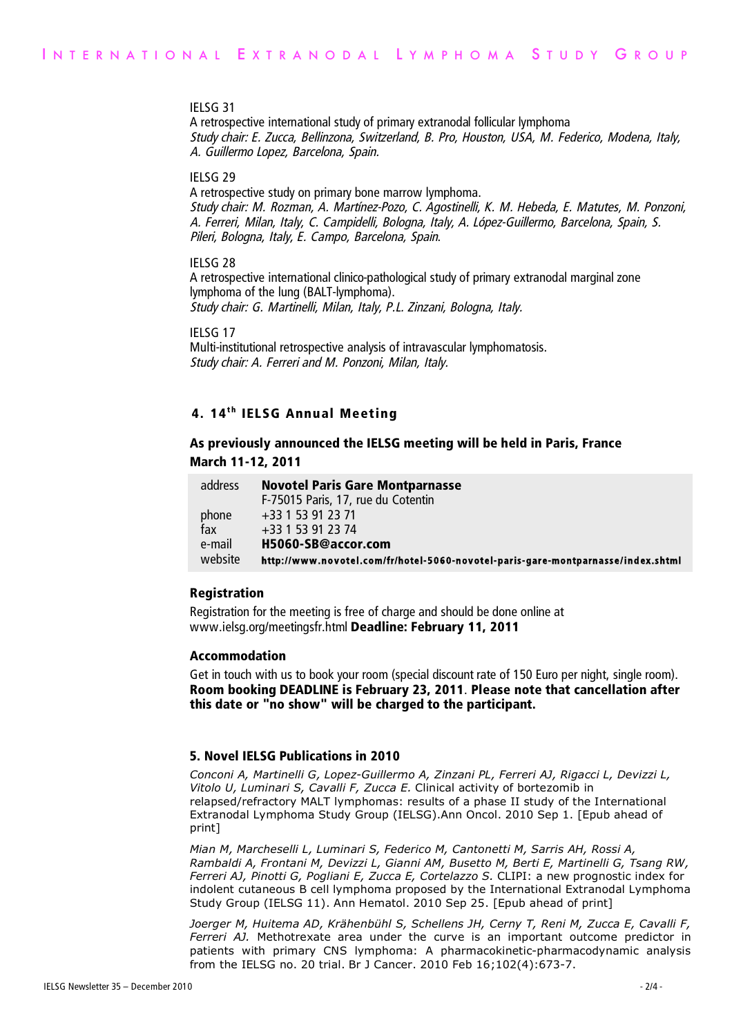IELSG 31
A retrospective international study of primary extranodal follicular lymphoma
*Study chair: E. Zucca, Bellinzona, Switzerland, B. Pro, Houston, USA, M. Federico, Modena, Italy, A. Guillermo Lopez, Barcelona, Spain.*

IELSG 29
A retrospective study on primary bone marrow lymphoma.
*Study chair: M. Rozman, A. Martínez-Pozo, C. Agostinelli, K. M. Hebeda, E. Matutes, M. Ponzoni, A. Ferreri, Milan, Italy, C. Campidelli, Bologna, Italy, A. López-Guillermo, Barcelona, Spain, S. Pileri, Bologna, Italy, E. Campo, Barcelona, Spain.*

IELSG 28
A retrospective international clinico-pathological study of primary extranodal marginal zone lymphoma of the lung (BALT-lymphoma).
*Study chair: G. Martinelli, Milan, Italy, P.L. Zinzani, Bologna, Italy.*

IELSG 17
Multi-institutional retrospective analysis of intravascular lymphomatosis.
*Study chair: A. Ferreri and M. Ponzoni, Milan, Italy.*

## 4. 14th IELSG Annual Meeting

**As previously announced the IELSG meeting will be held in Paris, France**
**March 11-12, 2011**

| | |
|---|---|
| address | **Novotel Paris Gare Montparnasse** |
| | F-75015 Paris, 17, rue du Cotentin |
| phone | +33 1 53 91 23 71 |
| fax | +33 1 53 91 23 74 |
| e-mail | **H5060-SB@accor.com** |
| website | **http://www.novotel.com/fr/hotel-5060-novotel-paris-gare-montparnasse/index.shtml** |

### Registration

Registration for the meeting is free of charge and should be done online at www.ielsg.org/meetingsfr.html **Deadline: February 11, 2011**

### Accommodation

Get in touch with us to book your room (special discount rate of 150 Euro per night, single room). **Room booking DEADLINE is February 23, 2011**. **Please note that cancellation after this date or "no show" will be charged to the participant.**

## 5. Novel IELSG Publications in 2010

*Conconi A, Martinelli G, Lopez-Guillermo A, Zinzani PL, Ferreri AJ, Rigacci L, Devizzi L, Vitolo U, Luminari S, Cavalli F, Zucca E.* Clinical activity of bortezomib in relapsed/refractory MALT lymphomas: results of a phase II study of the International Extranodal Lymphoma Study Group (IELSG).Ann Oncol. 2010 Sep 1. [Epub ahead of print]

*Mian M, Marcheselli L, Luminari S, Federico M, Cantonetti M, Sarris AH, Rossi A, Rambaldi A, Frontani M, Devizzi L, Gianni AM, Busetto M, Berti E, Martinelli G, Tsang RW, Ferreri AJ, Pinotti G, Pogliani E, Zucca E, Cortelazzo S.* CLIPI: a new prognostic index for indolent cutaneous B cell lymphoma proposed by the International Extranodal Lymphoma Study Group (IELSG 11). Ann Hematol. 2010 Sep 25. [Epub ahead of print]

*Joerger M, Huitema AD, Krähenbühl S, Schellens JH, Cerny T, Reni M, Zucca E, Cavalli F, Ferreri AJ.* Methotrexate area under the curve is an important outcome predictor in patients with primary CNS lymphoma: A pharmacokinetic-pharmacodynamic analysis from the IELSG no. 20 trial. Br J Cancer. 2010 Feb 16;102(4):673-7.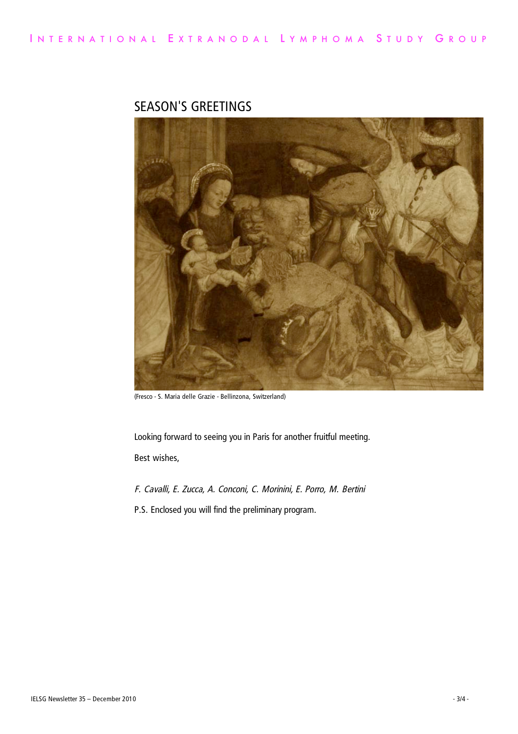## SEASON'S GREETINGS

(Fresco - S. Maria delle Grazie - Bellinzona, Switzerland)

Looking forward to seeing you in Paris for another fruitful meeting.

Best wishes,

*F. Cavalli, E. Zucca, A. Conconi, C. Morinini, E. Porro, M. Bertini*

P.S. Enclosed you will find the preliminary program.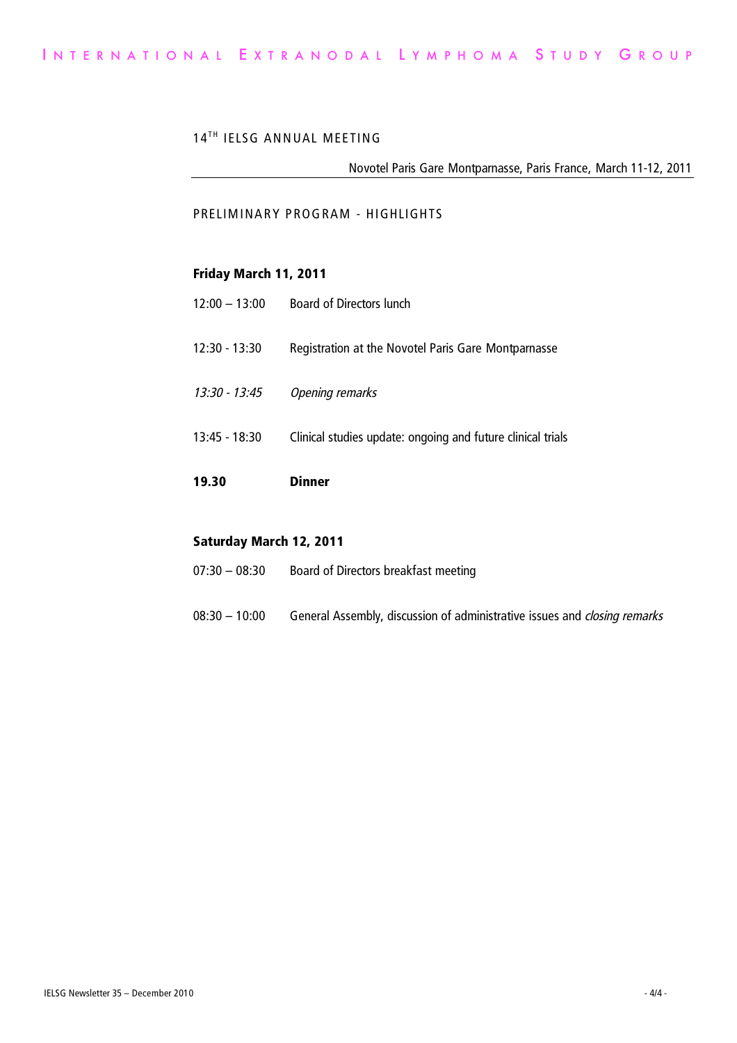## 14[TH] IELSG ANNUAL MEETING

Novotel Paris Gare Montparnasse, Paris France, March 11-12, 2011

### PRELIMINARY PROGRAM - HIGHLIGHTS

**Friday March 11, 2011**

| | |
|---|---|
| 12:00 – 13:00 | Board of Directors lunch |
| 12:30 - 13:30 | Registration at the Novotel Paris Gare Montparnasse |
| *13:30 - 13:45* | *Opening remarks* |
| 13:45 - 18:30 | Clinical studies update: ongoing and future clinical trials |
| **19.30** | **Dinner** |

**Saturday March 12, 2011**

| | |
|---|---|
| 07:30 – 08:30 | Board of Directors breakfast meeting |
| 08:30 – 10:00 | General Assembly, discussion of administrative issues and *closing remarks* |